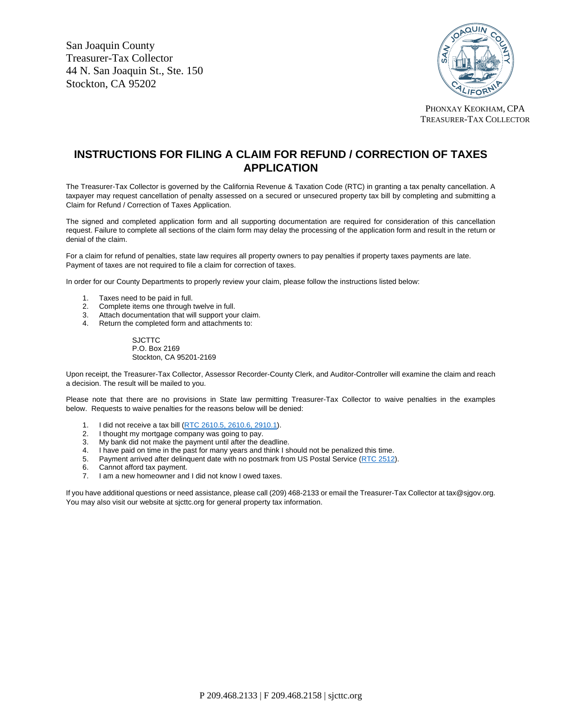San Joaquin County
Treasurer-Tax Collector
44 N. San Joaquin St., Ste. 150
Stockton, CA 95202

PHONXAY KEOKHAM, CPA
TREASURER-TAX COLLECTOR

# INSTRUCTIONS FOR FILING A CLAIM FOR REFUND / CORRECTION OF TAXES APPLICATION

The Treasurer-Tax Collector is governed by the California Revenue & Taxation Code (RTC) in granting a tax penalty cancellation. A taxpayer may request cancellation of penalty assessed on a secured or unsecured property tax bill by completing and submitting a Claim for Refund / Correction of Taxes Application.

The signed and completed application form and all supporting documentation are required for consideration of this cancellation request. Failure to complete all sections of the claim form may delay the processing of the application form and result in the return or denial of the claim.

For a claim for refund of penalties, state law requires all property owners to pay penalties if property taxes payments are late. Payment of taxes are not required to file a claim for correction of taxes.

In order for our County Departments to properly review your claim, please follow the instructions listed below:

1. Taxes need to be paid in full.
2. Complete items one through twelve in full.
3. Attach documentation that will support your claim.
4. Return the completed form and attachments to:

   SJCTTC
   P.O. Box 2169
   Stockton, CA 95201-2169

Upon receipt, the Treasurer-Tax Collector, Assessor Recorder-County Clerk, and Auditor-Controller will examine the claim and reach a decision. The result will be mailed to you.

Please note that there are no provisions in State law permitting Treasurer-Tax Collector to waive penalties in the examples below. Requests to waive penalties for the reasons below will be denied:

1. I did not receive a tax bill (RTC 2610.5, 2610.6, 2910.1).
2. I thought my mortgage company was going to pay.
3. My bank did not make the payment until after the deadline.
4. I have paid on time in the past for many years and think I should not be penalized this time.
5. Payment arrived after delinquent date with no postmark from US Postal Service (RTC 2512).
6. Cannot afford tax payment.
7. I am a new homeowner and I did not know I owed taxes.

If you have additional questions or need assistance, please call (209) 468-2133 or email the Treasurer-Tax Collector at tax@sjgov.org. You may also visit our website at sjcttc.org for general property tax information.

P 209.468.2133 | F 209.468.2158 | sjcttc.org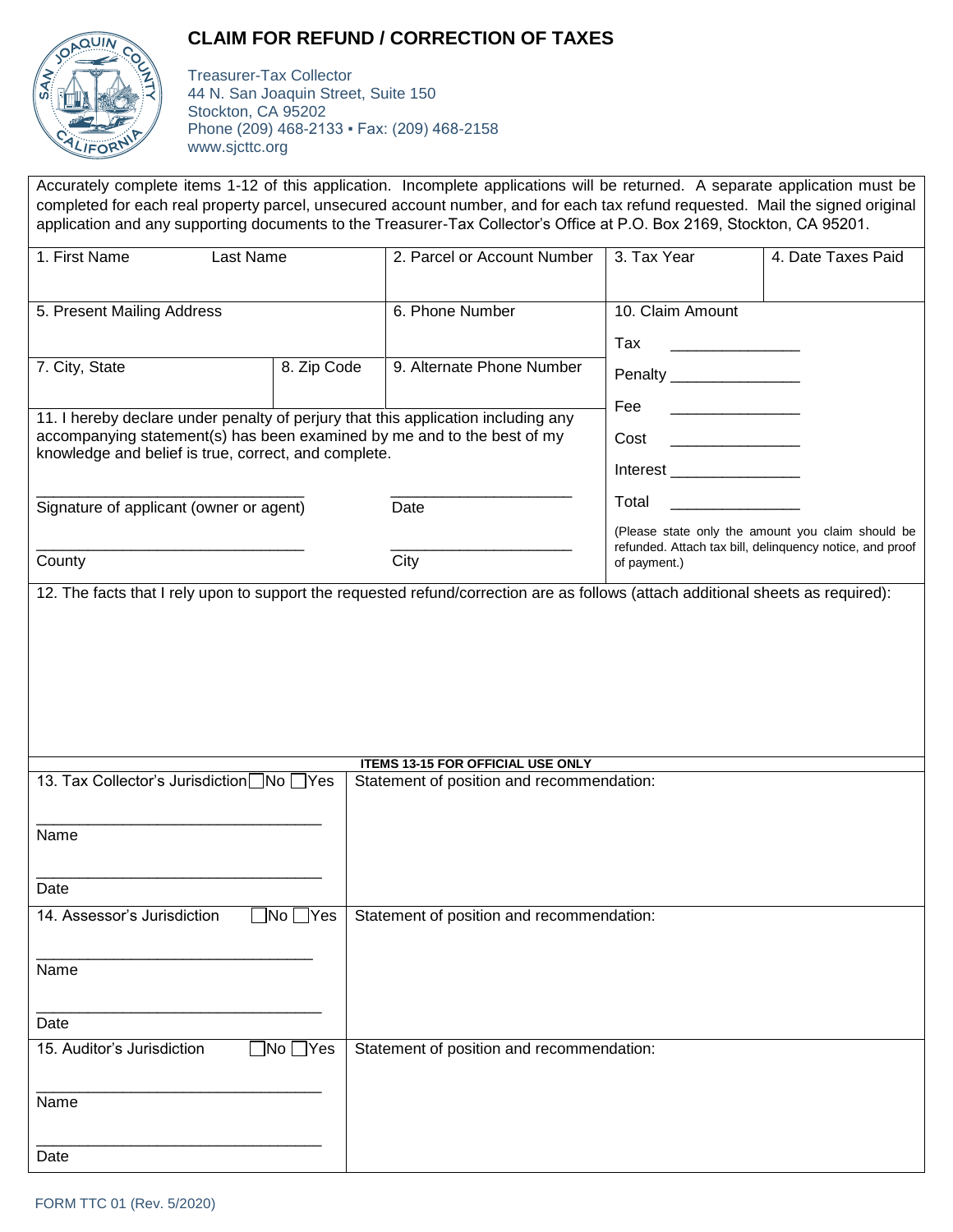# CLAIM FOR REFUND / CORRECTION OF TAXES

Treasurer-Tax Collector
44 N. San Joaquin Street, Suite 150
Stockton, CA 95202
Phone (209) 468-2133 ▪ Fax: (209) 468-2158
www.sjcttc.org

Accurately complete items 1-12 of this application. Incomplete applications will be returned. A separate application must be completed for each real property parcel, unsecured account number, and for each tax refund requested. Mail the signed original application and any supporting documents to the Treasurer-Tax Collector's Office at P.O. Box 2169, Stockton, CA 95201.

| | | | |
|---|---|---|---|
| 1. First Name    Last Name | 2. Parcel or Account Number | 3. Tax Year | 4. Date Taxes Paid |
| 5. Present Mailing Address | 6. Phone Number | 10. Claim Amount | |
| 7. City, State    8. Zip Code | 9. Alternate Phone Number | | |

**10. Claim Amount**

Tax _______________

Penalty _______________

Fee _______________

Cost _______________

Interest _______________

Total _______________

(Please state only the amount you claim should be refunded. Attach tax bill, delinquency notice, and proof of payment.)

11. I hereby declare under penalty of perjury that this application including any accompanying statement(s) has been examined by me and to the best of my knowledge and belief is true, correct, and complete.

_______________________________ Signature of applicant (owner or agent)

_____________________ Date

_______________________________ County

_____________________ City

12. The facts that I rely upon to support the requested refund/correction are as follows (attach additional sheets as required):

**ITEMS 13-15 FOR OFFICIAL USE ONLY**

| | |
|---|---|
| 13. Tax Collector's Jurisdiction ☐No ☐Yes<br>_______________ Name<br>_______________ Date | Statement of position and recommendation: |
| 14. Assessor's Jurisdiction ☐No ☐Yes<br>_______________ Name<br>_______________ Date | Statement of position and recommendation: |
| 15. Auditor's Jurisdiction ☐No ☐Yes<br>_______________ Name<br>_______________ Date | Statement of position and recommendation: |

FORM TTC 01 (Rev. 5/2020)